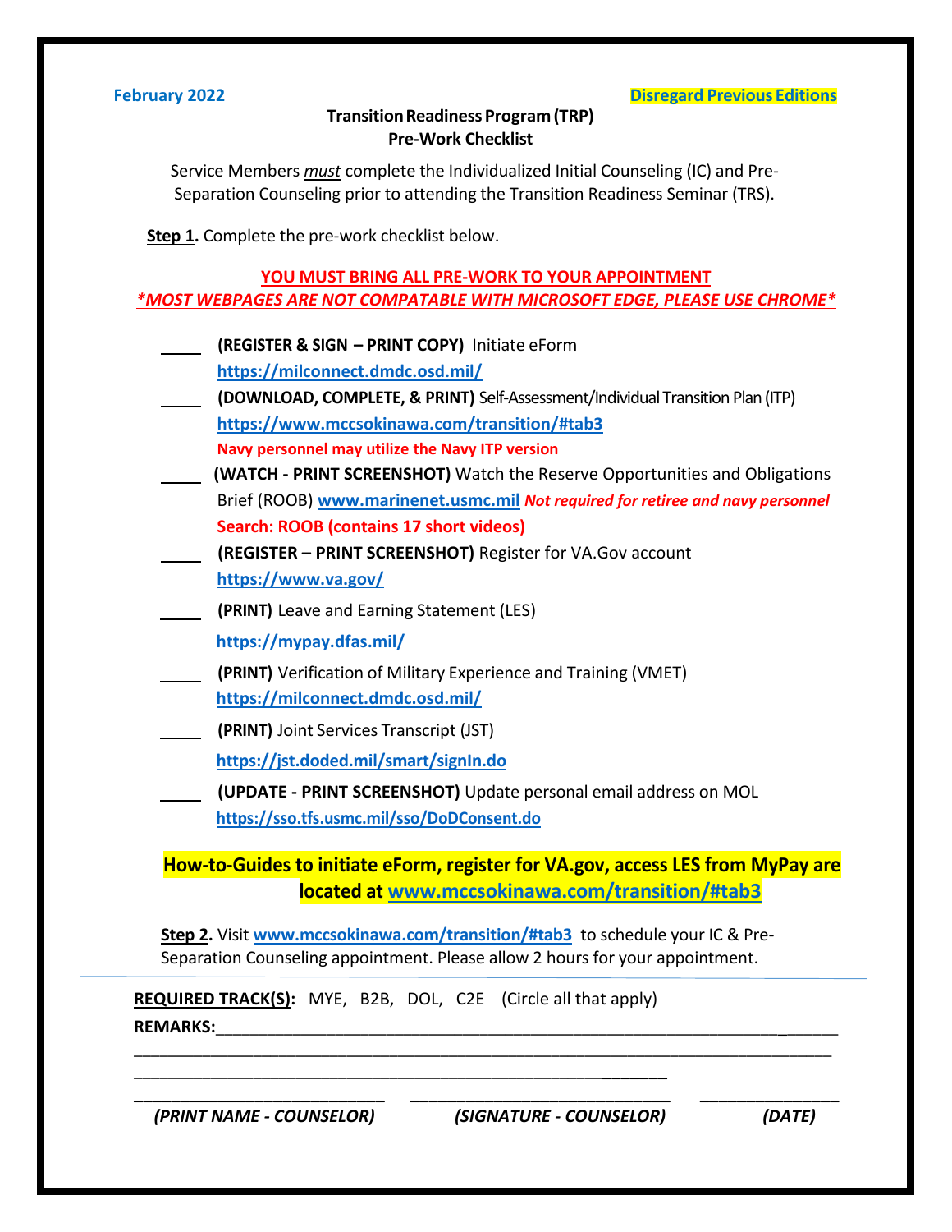February 2022 **Disregard Previous Editions**

## Transition Readiness Program (TRP)
## Pre-Work Checklist

Service Members *must* complete the Individualized Initial Counseling (IC) and Pre-Separation Counseling prior to attending the Transition Readiness Seminar (TRS).

**Step 1.** Complete the pre-work checklist below.

**YOU MUST BRING ALL PRE-WORK TO YOUR APPOINTMENT**

***MOST WEBPAGES ARE NOT COMPATABLE WITH MICROSOFT EDGE, PLEASE USE CHROME***

- ____ **(REGISTER & SIGN – PRINT COPY)** Initiate eForm
  https://milconnect.dmdc.osd.mil/
- ____ **(DOWNLOAD, COMPLETE, & PRINT)** Self-Assessment/Individual Transition Plan (ITP)
  https://www.mccsokinawa.com/transition/#tab3
  **Navy personnel may utilize the Navy ITP version**
- ____ **(WATCH - PRINT SCREENSHOT)** Watch the Reserve Opportunities and Obligations Brief (ROOB) www.marinenet.usmc.mil ***Not required for retiree and navy personnel***
  **Search: ROOB (contains 17 short videos)**
- ____ **(REGISTER – PRINT SCREENSHOT)** Register for VA.Gov account
  https://www.va.gov/
- ____ **(PRINT)** Leave and Earning Statement (LES)
  https://mypay.dfas.mil/
- ____ **(PRINT)** Verification of Military Experience and Training (VMET)
  https://milconnect.dmdc.osd.mil/
- ____ **(PRINT)** Joint Services Transcript (JST)
  https://jst.doded.mil/smart/signIn.do
- ____ **(UPDATE - PRINT SCREENSHOT)** Update personal email address on MOL
  https://sso.tfs.usmc.mil/sso/DoDConsent.do

**How-to-Guides to initiate eForm, register for VA.gov, access LES from MyPay are located at www.mccsokinawa.com/transition/#tab3**

**Step 2.** Visit www.mccsokinawa.com/transition/#tab3 to schedule your IC & Pre-Separation Counseling appointment. Please allow 2 hours for your appointment.

---

**REQUIRED TRACK(S):** MYE, B2B, DOL, C2E (Circle all that apply)

**REMARKS:**_______________________________________________________________

_____________________________________________________________________________

____________________________________________________________

___________________________ ___________________________ _______________

*(PRINT NAME - COUNSELOR)* *(SIGNATURE - COUNSELOR)* *(DATE)*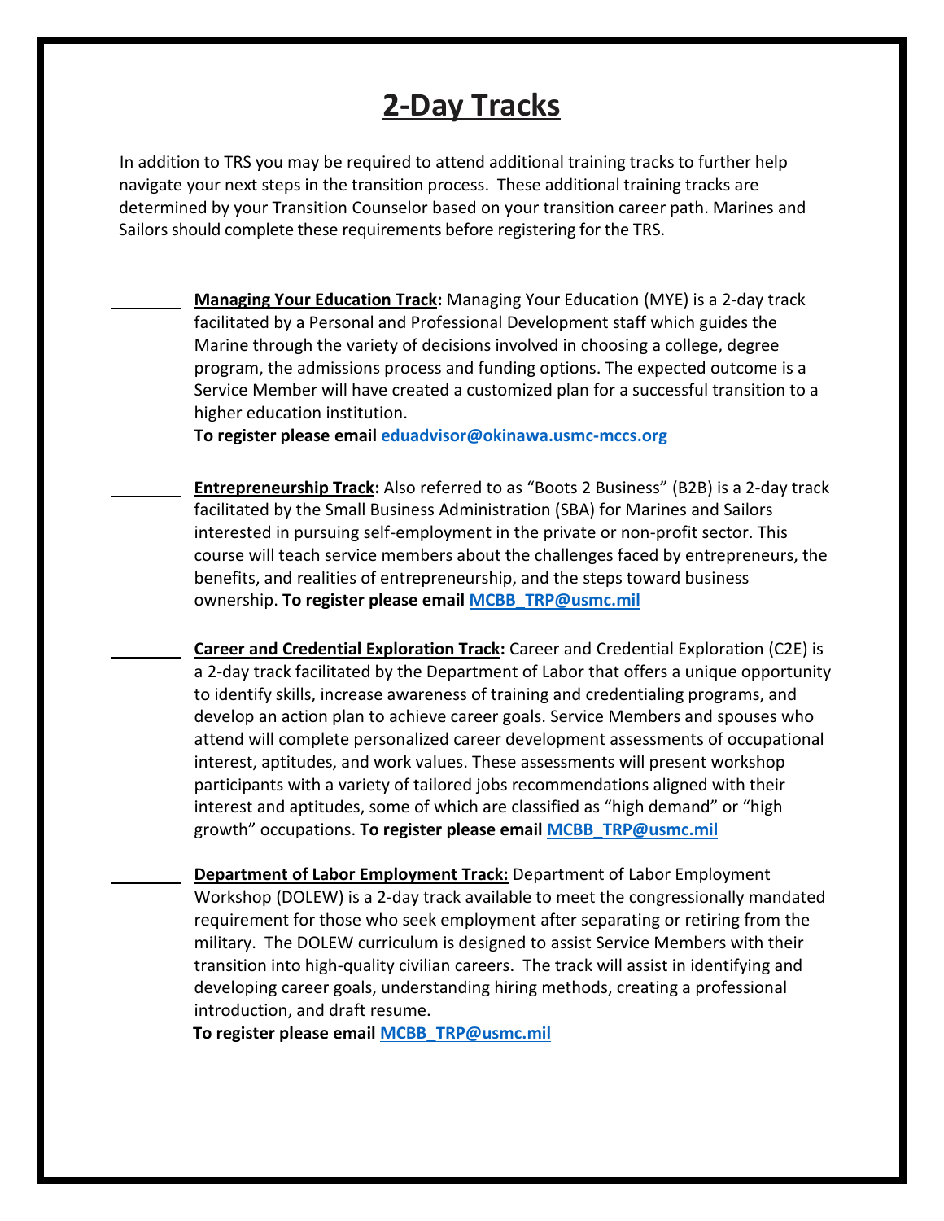# 2-Day Tracks

In addition to TRS you may be required to attend additional training tracks to further help navigate your next steps in the transition process. These additional training tracks are determined by your Transition Counselor based on your transition career path. Marines and Sailors should complete these requirements before registering for the TRS.

________ **Managing Your Education Track:** Managing Your Education (MYE) is a 2-day track facilitated by a Personal and Professional Development staff which guides the Marine through the variety of decisions involved in choosing a college, degree program, the admissions process and funding options. The expected outcome is a Service Member will have created a customized plan for a successful transition to a higher education institution.
**To register please email eduadvisor@okinawa.usmc-mccs.org**

________ **Entrepreneurship Track:** Also referred to as "Boots 2 Business" (B2B) is a 2-day track facilitated by the Small Business Administration (SBA) for Marines and Sailors interested in pursuing self-employment in the private or non-profit sector. This course will teach service members about the challenges faced by entrepreneurs, the benefits, and realities of entrepreneurship, and the steps toward business ownership. **To register please email MCBB_TRP@usmc.mil**

________ **Career and Credential Exploration Track:** Career and Credential Exploration (C2E) is a 2-day track facilitated by the Department of Labor that offers a unique opportunity to identify skills, increase awareness of training and credentialing programs, and develop an action plan to achieve career goals. Service Members and spouses who attend will complete personalized career development assessments of occupational interest, aptitudes, and work values. These assessments will present workshop participants with a variety of tailored jobs recommendations aligned with their interest and aptitudes, some of which are classified as "high demand" or "high growth" occupations. **To register please email MCBB_TRP@usmc.mil**

________ **Department of Labor Employment Track:** Department of Labor Employment Workshop (DOLEW) is a 2-day track available to meet the congressionally mandated requirement for those who seek employment after separating or retiring from the military. The DOLEW curriculum is designed to assist Service Members with their transition into high-quality civilian careers. The track will assist in identifying and developing career goals, understanding hiring methods, creating a professional introduction, and draft resume.
**To register please email MCBB_TRP@usmc.mil**